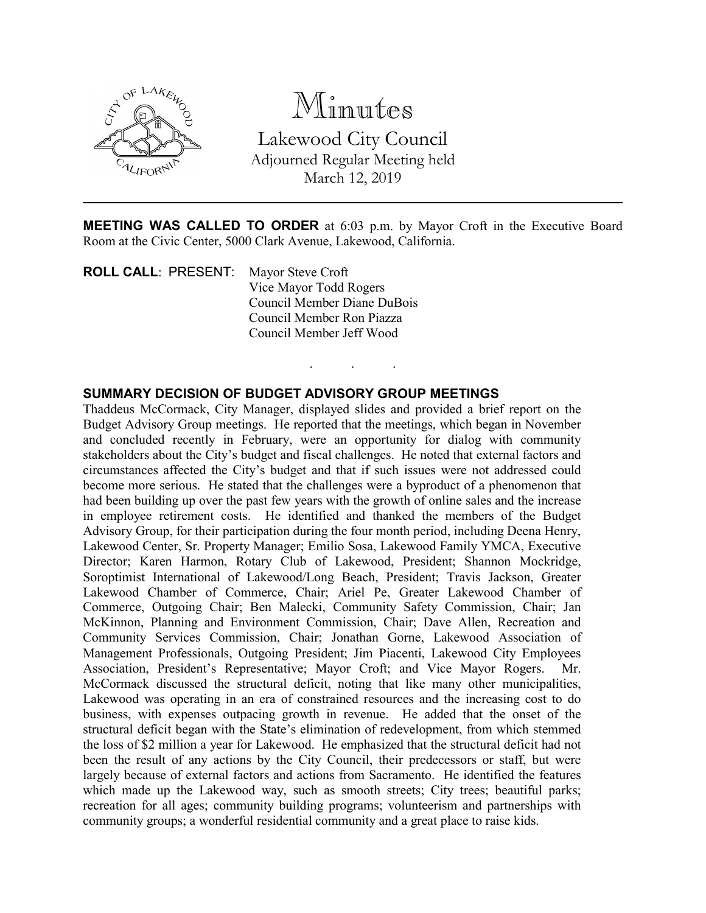# Minutes

Lakewood City Council
Adjourned Regular Meeting held
March 12, 2019

---

**MEETING WAS CALLED TO ORDER** at 6:03 p.m. by Mayor Croft in the Executive Board Room at the Civic Center, 5000 Clark Avenue, Lakewood, California.

**ROLL CALL**: PRESENT: Mayor Steve Croft
Vice Mayor Todd Rogers
Council Member Diane DuBois
Council Member Ron Piazza
Council Member Jeff Wood

. . .

**SUMMARY DECISION OF BUDGET ADVISORY GROUP MEETINGS**

Thaddeus McCormack, City Manager, displayed slides and provided a brief report on the Budget Advisory Group meetings. He reported that the meetings, which began in November and concluded recently in February, were an opportunity for dialog with community stakeholders about the City's budget and fiscal challenges. He noted that external factors and circumstances affected the City's budget and that if such issues were not addressed could become more serious. He stated that the challenges were a byproduct of a phenomenon that had been building up over the past few years with the growth of online sales and the increase in employee retirement costs. He identified and thanked the members of the Budget Advisory Group, for their participation during the four month period, including Deena Henry, Lakewood Center, Sr. Property Manager; Emilio Sosa, Lakewood Family YMCA, Executive Director; Karen Harmon, Rotary Club of Lakewood, President; Shannon Mockridge, Soroptimist International of Lakewood/Long Beach, President; Travis Jackson, Greater Lakewood Chamber of Commerce, Chair; Ariel Pe, Greater Lakewood Chamber of Commerce, Outgoing Chair; Ben Malecki, Community Safety Commission, Chair; Jan McKinnon, Planning and Environment Commission, Chair; Dave Allen, Recreation and Community Services Commission, Chair; Jonathan Gorne, Lakewood Association of Management Professionals, Outgoing President; Jim Piacenti, Lakewood City Employees Association, President's Representative; Mayor Croft; and Vice Mayor Rogers. Mr. McCormack discussed the structural deficit, noting that like many other municipalities, Lakewood was operating in an era of constrained resources and the increasing cost to do business, with expenses outpacing growth in revenue. He added that the onset of the structural deficit began with the State's elimination of redevelopment, from which stemmed the loss of $2 million a year for Lakewood. He emphasized that the structural deficit had not been the result of any actions by the City Council, their predecessors or staff, but were largely because of external factors and actions from Sacramento. He identified the features which made up the Lakewood way, such as smooth streets; City trees; beautiful parks; recreation for all ages; community building programs; volunteerism and partnerships with community groups; a wonderful residential community and a great place to raise kids.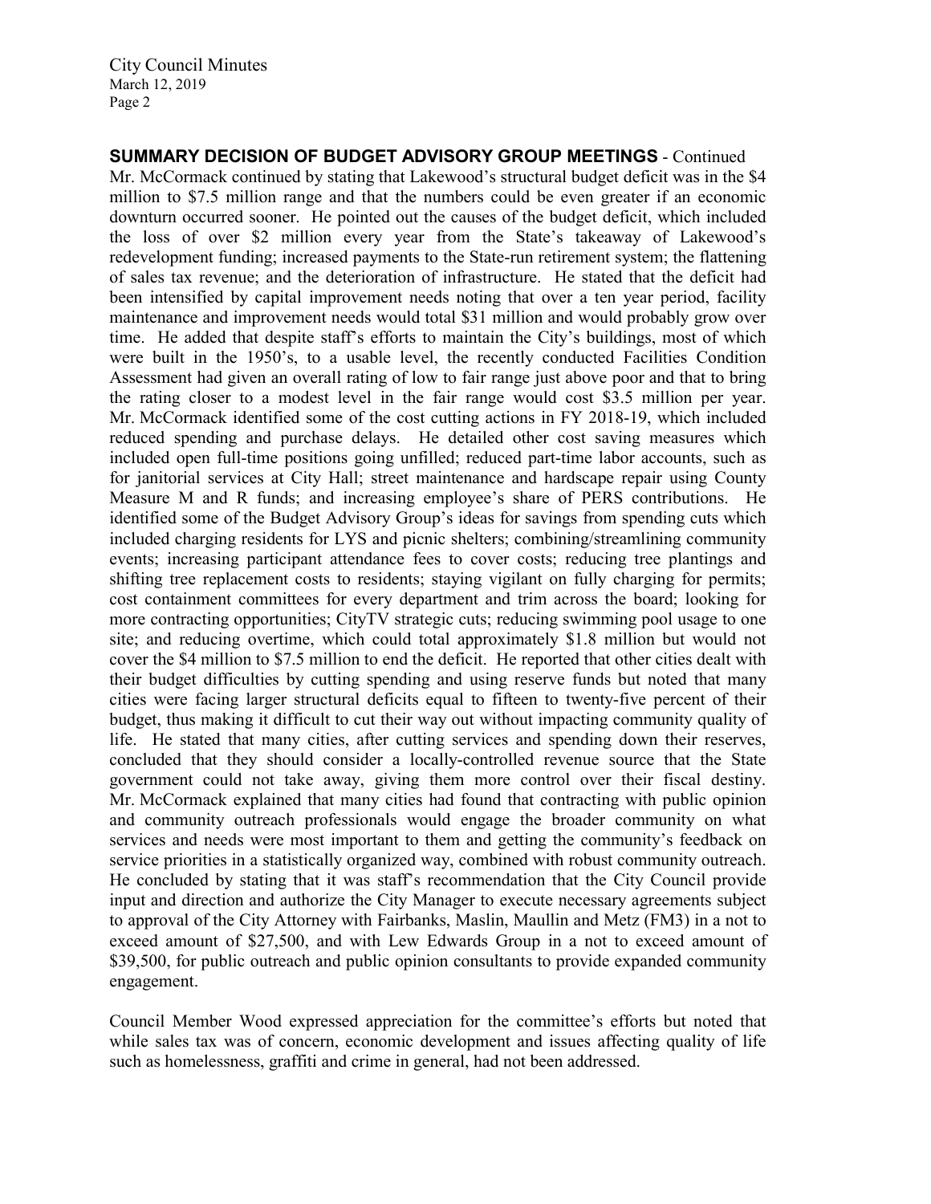**SUMMARY DECISION OF BUDGET ADVISORY GROUP MEETINGS** - Continued

Mr. McCormack continued by stating that Lakewood's structural budget deficit was in the $4 million to $7.5 million range and that the numbers could be even greater if an economic downturn occurred sooner. He pointed out the causes of the budget deficit, which included the loss of over $2 million every year from the State's takeaway of Lakewood's redevelopment funding; increased payments to the State-run retirement system; the flattening of sales tax revenue; and the deterioration of infrastructure. He stated that the deficit had been intensified by capital improvement needs noting that over a ten year period, facility maintenance and improvement needs would total $31 million and would probably grow over time. He added that despite staff's efforts to maintain the City's buildings, most of which were built in the 1950's, to a usable level, the recently conducted Facilities Condition Assessment had given an overall rating of low to fair range just above poor and that to bring the rating closer to a modest level in the fair range would cost $3.5 million per year. Mr. McCormack identified some of the cost cutting actions in FY 2018-19, which included reduced spending and purchase delays. He detailed other cost saving measures which included open full-time positions going unfilled; reduced part-time labor accounts, such as for janitorial services at City Hall; street maintenance and hardscape repair using County Measure M and R funds; and increasing employee's share of PERS contributions. He identified some of the Budget Advisory Group's ideas for savings from spending cuts which included charging residents for LYS and picnic shelters; combining/streamlining community events; increasing participant attendance fees to cover costs; reducing tree plantings and shifting tree replacement costs to residents; staying vigilant on fully charging for permits; cost containment committees for every department and trim across the board; looking for more contracting opportunities; CityTV strategic cuts; reducing swimming pool usage to one site; and reducing overtime, which could total approximately $1.8 million but would not cover the $4 million to $7.5 million to end the deficit. He reported that other cities dealt with their budget difficulties by cutting spending and using reserve funds but noted that many cities were facing larger structural deficits equal to fifteen to twenty-five percent of their budget, thus making it difficult to cut their way out without impacting community quality of life. He stated that many cities, after cutting services and spending down their reserves, concluded that they should consider a locally-controlled revenue source that the State government could not take away, giving them more control over their fiscal destiny. Mr. McCormack explained that many cities had found that contracting with public opinion and community outreach professionals would engage the broader community on what services and needs were most important to them and getting the community's feedback on service priorities in a statistically organized way, combined with robust community outreach. He concluded by stating that it was staff's recommendation that the City Council provide input and direction and authorize the City Manager to execute necessary agreements subject to approval of the City Attorney with Fairbanks, Maslin, Maullin and Metz (FM3) in a not to exceed amount of $27,500, and with Lew Edwards Group in a not to exceed amount of $39,500, for public outreach and public opinion consultants to provide expanded community engagement.

Council Member Wood expressed appreciation for the committee's efforts but noted that while sales tax was of concern, economic development and issues affecting quality of life such as homelessness, graffiti and crime in general, had not been addressed.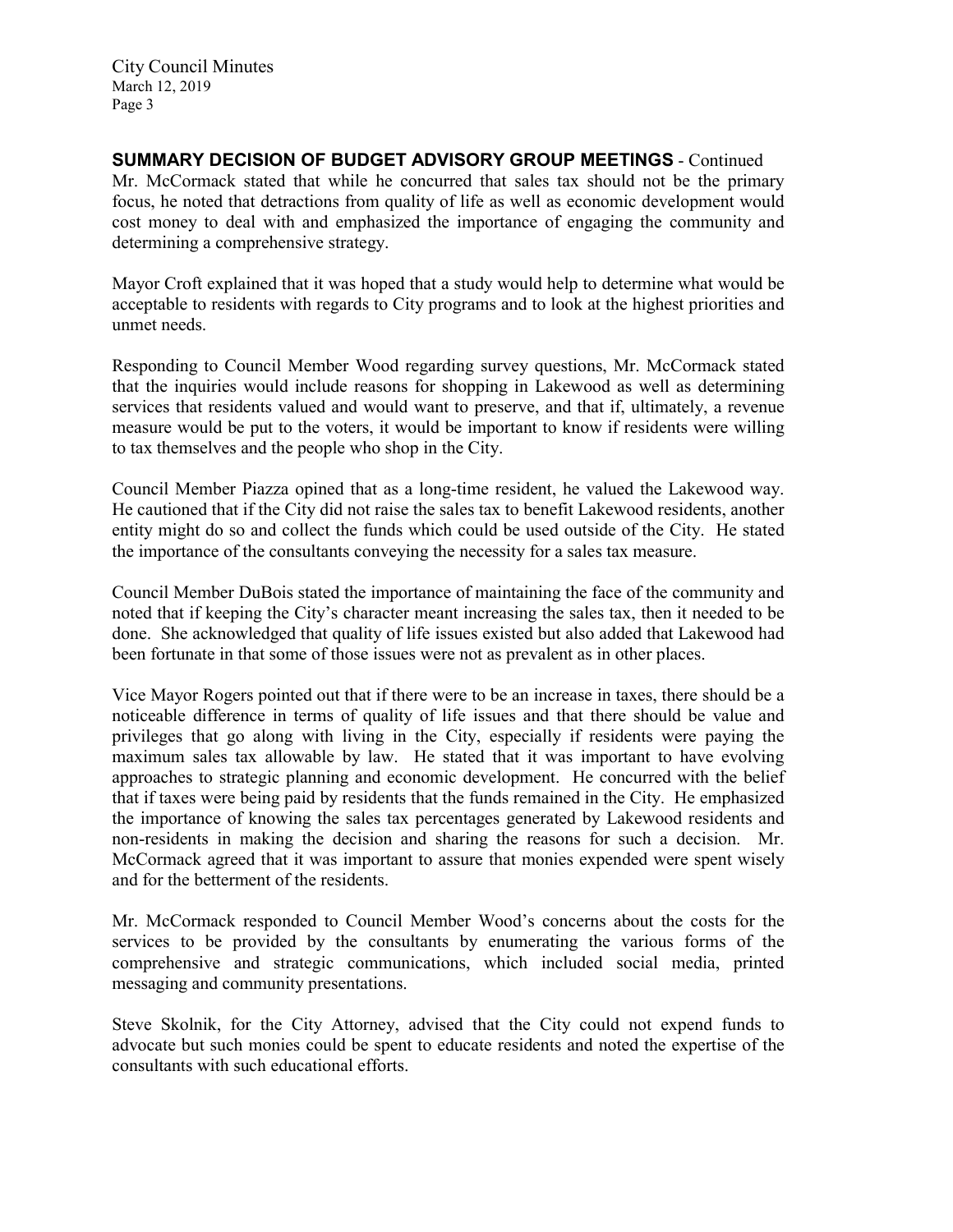**SUMMARY DECISION OF BUDGET ADVISORY GROUP MEETINGS** - Continued

Mr. McCormack stated that while he concurred that sales tax should not be the primary focus, he noted that detractions from quality of life as well as economic development would cost money to deal with and emphasized the importance of engaging the community and determining a comprehensive strategy.

Mayor Croft explained that it was hoped that a study would help to determine what would be acceptable to residents with regards to City programs and to look at the highest priorities and unmet needs.

Responding to Council Member Wood regarding survey questions, Mr. McCormack stated that the inquiries would include reasons for shopping in Lakewood as well as determining services that residents valued and would want to preserve, and that if, ultimately, a revenue measure would be put to the voters, it would be important to know if residents were willing to tax themselves and the people who shop in the City.

Council Member Piazza opined that as a long-time resident, he valued the Lakewood way. He cautioned that if the City did not raise the sales tax to benefit Lakewood residents, another entity might do so and collect the funds which could be used outside of the City. He stated the importance of the consultants conveying the necessity for a sales tax measure.

Council Member DuBois stated the importance of maintaining the face of the community and noted that if keeping the City's character meant increasing the sales tax, then it needed to be done. She acknowledged that quality of life issues existed but also added that Lakewood had been fortunate in that some of those issues were not as prevalent as in other places.

Vice Mayor Rogers pointed out that if there were to be an increase in taxes, there should be a noticeable difference in terms of quality of life issues and that there should be value and privileges that go along with living in the City, especially if residents were paying the maximum sales tax allowable by law. He stated that it was important to have evolving approaches to strategic planning and economic development. He concurred with the belief that if taxes were being paid by residents that the funds remained in the City. He emphasized the importance of knowing the sales tax percentages generated by Lakewood residents and non-residents in making the decision and sharing the reasons for such a decision. Mr. McCormack agreed that it was important to assure that monies expended were spent wisely and for the betterment of the residents.

Mr. McCormack responded to Council Member Wood's concerns about the costs for the services to be provided by the consultants by enumerating the various forms of the comprehensive and strategic communications, which included social media, printed messaging and community presentations.

Steve Skolnik, for the City Attorney, advised that the City could not expend funds to advocate but such monies could be spent to educate residents and noted the expertise of the consultants with such educational efforts.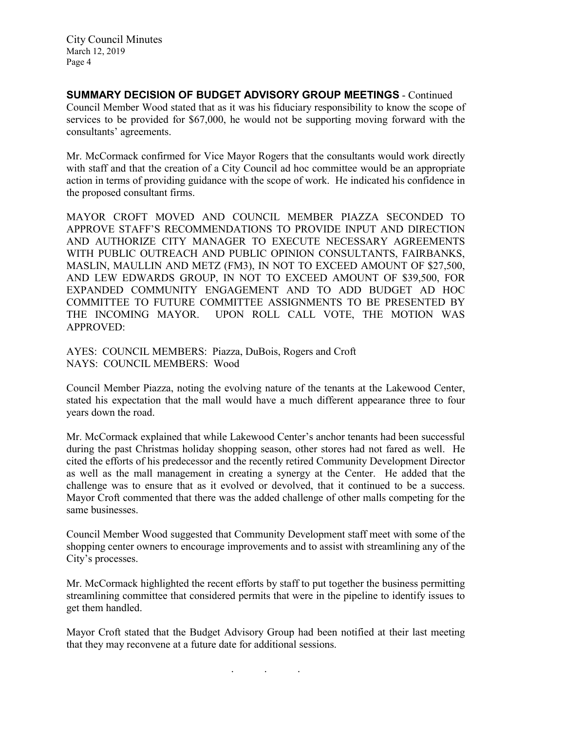**SUMMARY DECISION OF BUDGET ADVISORY GROUP MEETINGS** - Continued

Council Member Wood stated that as it was his fiduciary responsibility to know the scope of services to be provided for $67,000, he would not be supporting moving forward with the consultants' agreements.

Mr. McCormack confirmed for Vice Mayor Rogers that the consultants would work directly with staff and that the creation of a City Council ad hoc committee would be an appropriate action in terms of providing guidance with the scope of work. He indicated his confidence in the proposed consultant firms.

MAYOR CROFT MOVED AND COUNCIL MEMBER PIAZZA SECONDED TO APPROVE STAFF'S RECOMMENDATIONS TO PROVIDE INPUT AND DIRECTION AND AUTHORIZE CITY MANAGER TO EXECUTE NECESSARY AGREEMENTS WITH PUBLIC OUTREACH AND PUBLIC OPINION CONSULTANTS, FAIRBANKS, MASLIN, MAULLIN AND METZ (FM3), IN NOT TO EXCEED AMOUNT OF $27,500, AND LEW EDWARDS GROUP, IN NOT TO EXCEED AMOUNT OF $39,500, FOR EXPANDED COMMUNITY ENGAGEMENT AND TO ADD BUDGET AD HOC COMMITTEE TO FUTURE COMMITTEE ASSIGNMENTS TO BE PRESENTED BY THE INCOMING MAYOR. UPON ROLL CALL VOTE, THE MOTION WAS APPROVED:

AYES: COUNCIL MEMBERS: Piazza, DuBois, Rogers and Croft
NAYS: COUNCIL MEMBERS: Wood

Council Member Piazza, noting the evolving nature of the tenants at the Lakewood Center, stated his expectation that the mall would have a much different appearance three to four years down the road.

Mr. McCormack explained that while Lakewood Center's anchor tenants had been successful during the past Christmas holiday shopping season, other stores had not fared as well. He cited the efforts of his predecessor and the recently retired Community Development Director as well as the mall management in creating a synergy at the Center. He added that the challenge was to ensure that as it evolved or devolved, that it continued to be a success. Mayor Croft commented that there was the added challenge of other malls competing for the same businesses.

Council Member Wood suggested that Community Development staff meet with some of the shopping center owners to encourage improvements and to assist with streamlining any of the City's processes.

Mr. McCormack highlighted the recent efforts by staff to put together the business permitting streamlining committee that considered permits that were in the pipeline to identify issues to get them handled.

Mayor Croft stated that the Budget Advisory Group had been notified at their last meeting that they may reconvene at a future date for additional sessions.

. . .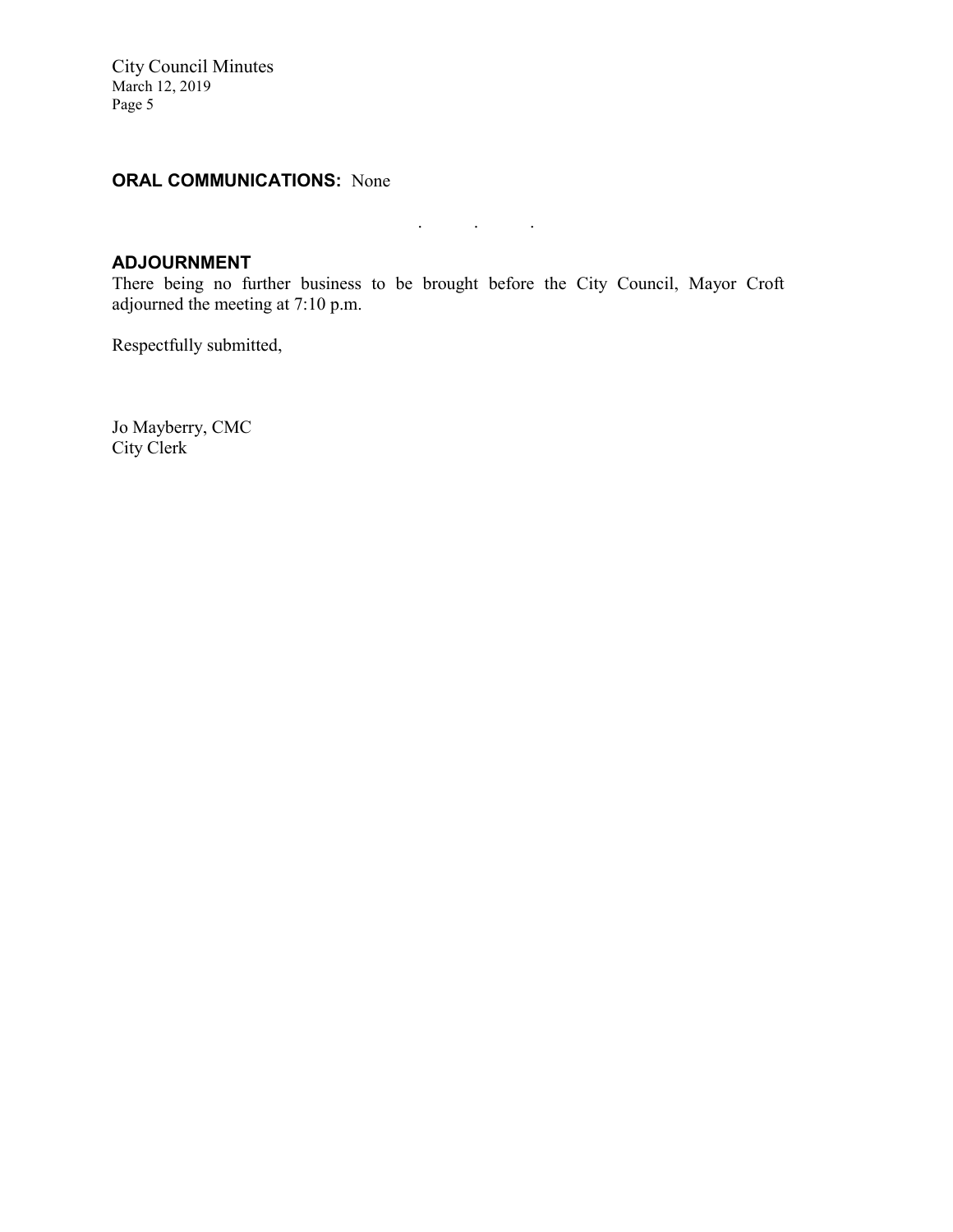**ORAL COMMUNICATIONS:** None

. . .

**ADJOURNMENT**

There being no further business to be brought before the City Council, Mayor Croft adjourned the meeting at 7:10 p.m.

Respectfully submitted,

Jo Mayberry, CMC
City Clerk